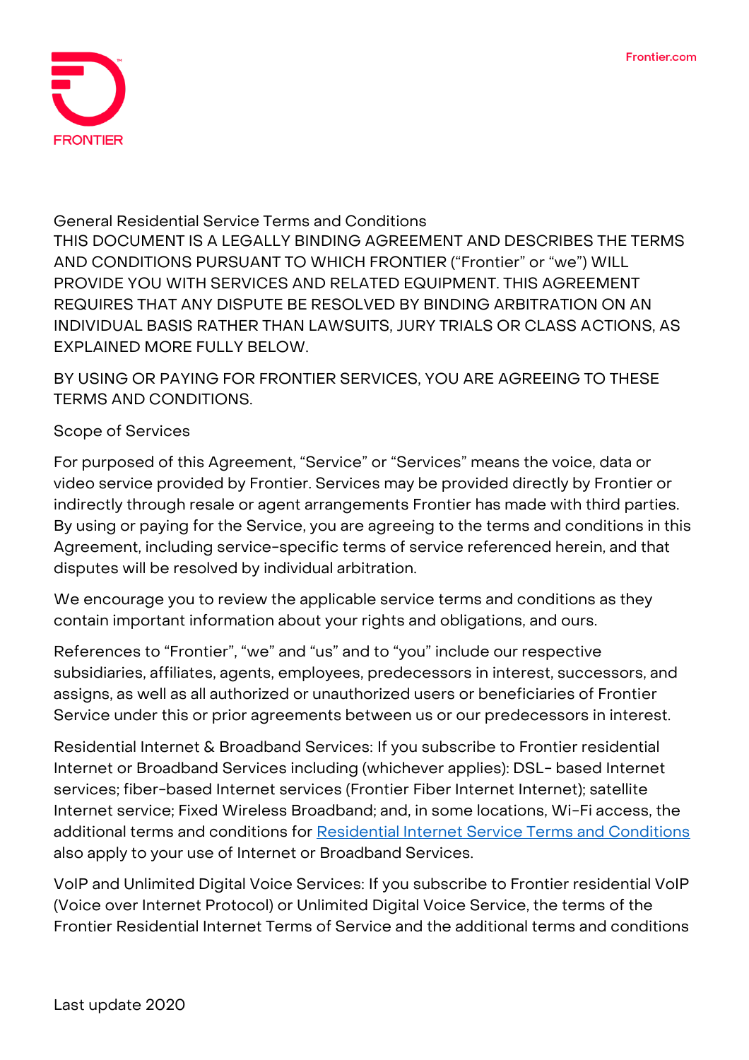# General Residential Service Terms and Conditions

THIS DOCUMENT IS A LEGALLY BINDING AGREEMENT AND DESCRIBES THE TERMS AND CONDITIONS PURSUANT TO WHICH FRONTIER ("Frontier" or "we") WILL PROVIDE YOU WITH SERVICES AND RELATED EQUIPMENT. THIS AGREEMENT REQUIRES THAT ANY DISPUTE BE RESOLVED BY BINDING ARBITRATION ON AN INDIVIDUAL BASIS RATHER THAN LAWSUITS, JURY TRIALS OR CLASS ACTIONS, AS EXPLAINED MORE FULLY BELOW.

BY USING OR PAYING FOR FRONTIER SERVICES, YOU ARE AGREEING TO THESE TERMS AND CONDITIONS.

## Scope of Services

For purposed of this Agreement, "Service" or "Services" means the voice, data or video service provided by Frontier. Services may be provided directly by Frontier or indirectly through resale or agent arrangements Frontier has made with third parties. By using or paying for the Service, you are agreeing to the terms and conditions in this Agreement, including service-specific terms of service referenced herein, and that disputes will be resolved by individual arbitration.

We encourage you to review the applicable service terms and conditions as they contain important information about your rights and obligations, and ours.

References to "Frontier", "we" and "us" and to "you" include our respective subsidiaries, affiliates, agents, employees, predecessors in interest, successors, and assigns, as well as all authorized or unauthorized users or beneficiaries of Frontier Service under this or prior agreements between us or our predecessors in interest.

Residential Internet & Broadband Services: If you subscribe to Frontier residential Internet or Broadband Services including (whichever applies): DSL- based Internet services; fiber-based Internet services (Frontier Fiber Internet Internet); satellite Internet service; Fixed Wireless Broadband; and, in some locations, Wi-Fi access, the additional terms and conditions for Residential Internet Service Terms and Conditions also apply to your use of Internet or Broadband Services.

VoIP and Unlimited Digital Voice Services: If you subscribe to Frontier residential VoIP (Voice over Internet Protocol) or Unlimited Digital Voice Service, the terms of the Frontier Residential Internet Terms of Service and the additional terms and conditions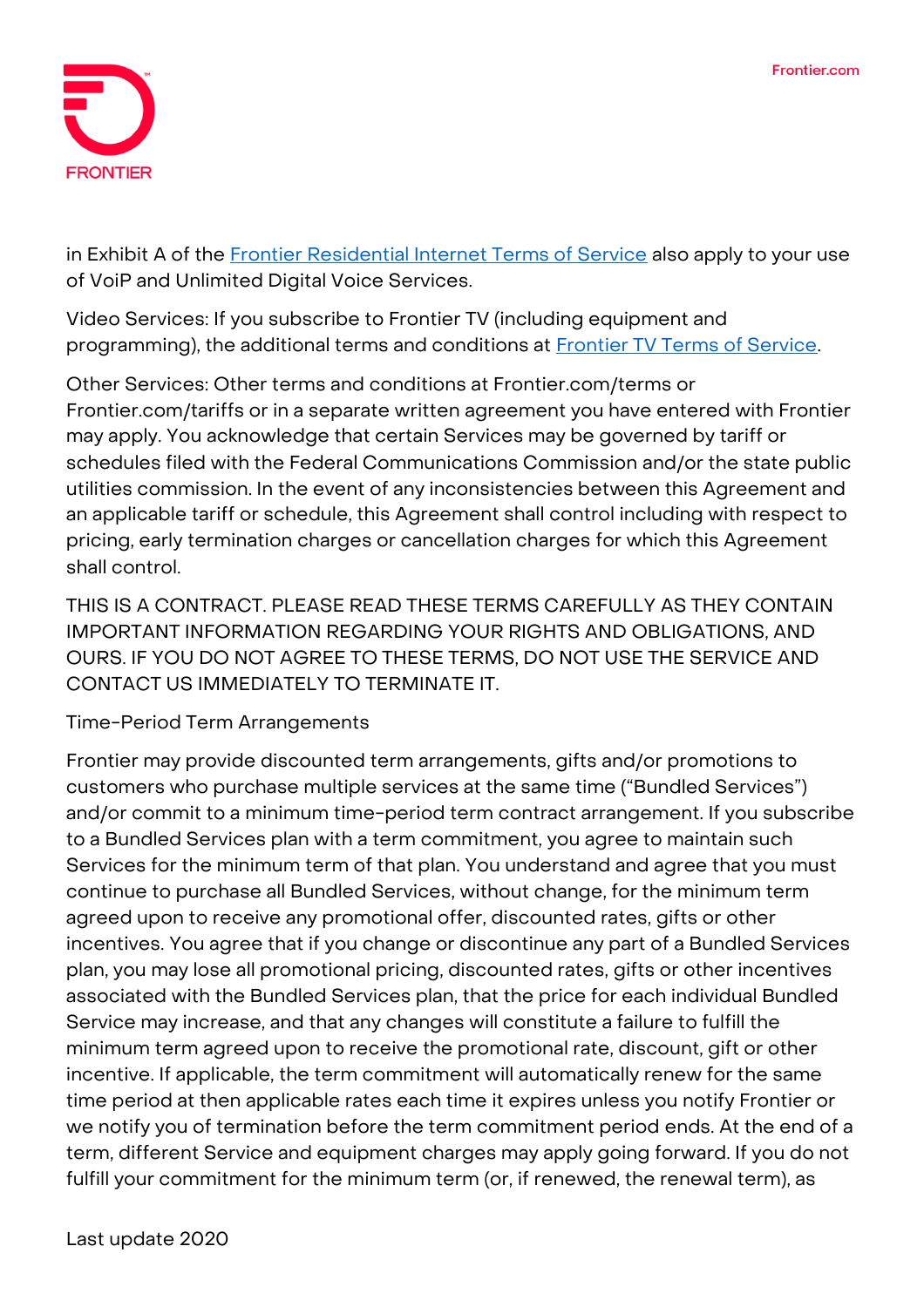in Exhibit A of the [Frontier Residential Internet Terms of Service](#) also apply to your use of VoiP and Unlimited Digital Voice Services.

Video Services: If you subscribe to Frontier TV (including equipment and programming), the additional terms and conditions at [Frontier TV Terms of Service](#).

Other Services: Other terms and conditions at Frontier.com/terms or Frontier.com/tariffs or in a separate written agreement you have entered with Frontier may apply. You acknowledge that certain Services may be governed by tariff or schedules filed with the Federal Communications Commission and/or the state public utilities commission. In the event of any inconsistencies between this Agreement and an applicable tariff or schedule, this Agreement shall control including with respect to pricing, early termination charges or cancellation charges for which this Agreement shall control.

THIS IS A CONTRACT. PLEASE READ THESE TERMS CAREFULLY AS THEY CONTAIN IMPORTANT INFORMATION REGARDING YOUR RIGHTS AND OBLIGATIONS, AND OURS. IF YOU DO NOT AGREE TO THESE TERMS, DO NOT USE THE SERVICE AND CONTACT US IMMEDIATELY TO TERMINATE IT.

Time-Period Term Arrangements

Frontier may provide discounted term arrangements, gifts and/or promotions to customers who purchase multiple services at the same time ("Bundled Services") and/or commit to a minimum time-period term contract arrangement. If you subscribe to a Bundled Services plan with a term commitment, you agree to maintain such Services for the minimum term of that plan. You understand and agree that you must continue to purchase all Bundled Services, without change, for the minimum term agreed upon to receive any promotional offer, discounted rates, gifts or other incentives. You agree that if you change or discontinue any part of a Bundled Services plan, you may lose all promotional pricing, discounted rates, gifts or other incentives associated with the Bundled Services plan, that the price for each individual Bundled Service may increase, and that any changes will constitute a failure to fulfill the minimum term agreed upon to receive the promotional rate, discount, gift or other incentive. If applicable, the term commitment will automatically renew for the same time period at then applicable rates each time it expires unless you notify Frontier or we notify you of termination before the term commitment period ends. At the end of a term, different Service and equipment charges may apply going forward. If you do not fulfill your commitment for the minimum term (or, if renewed, the renewal term), as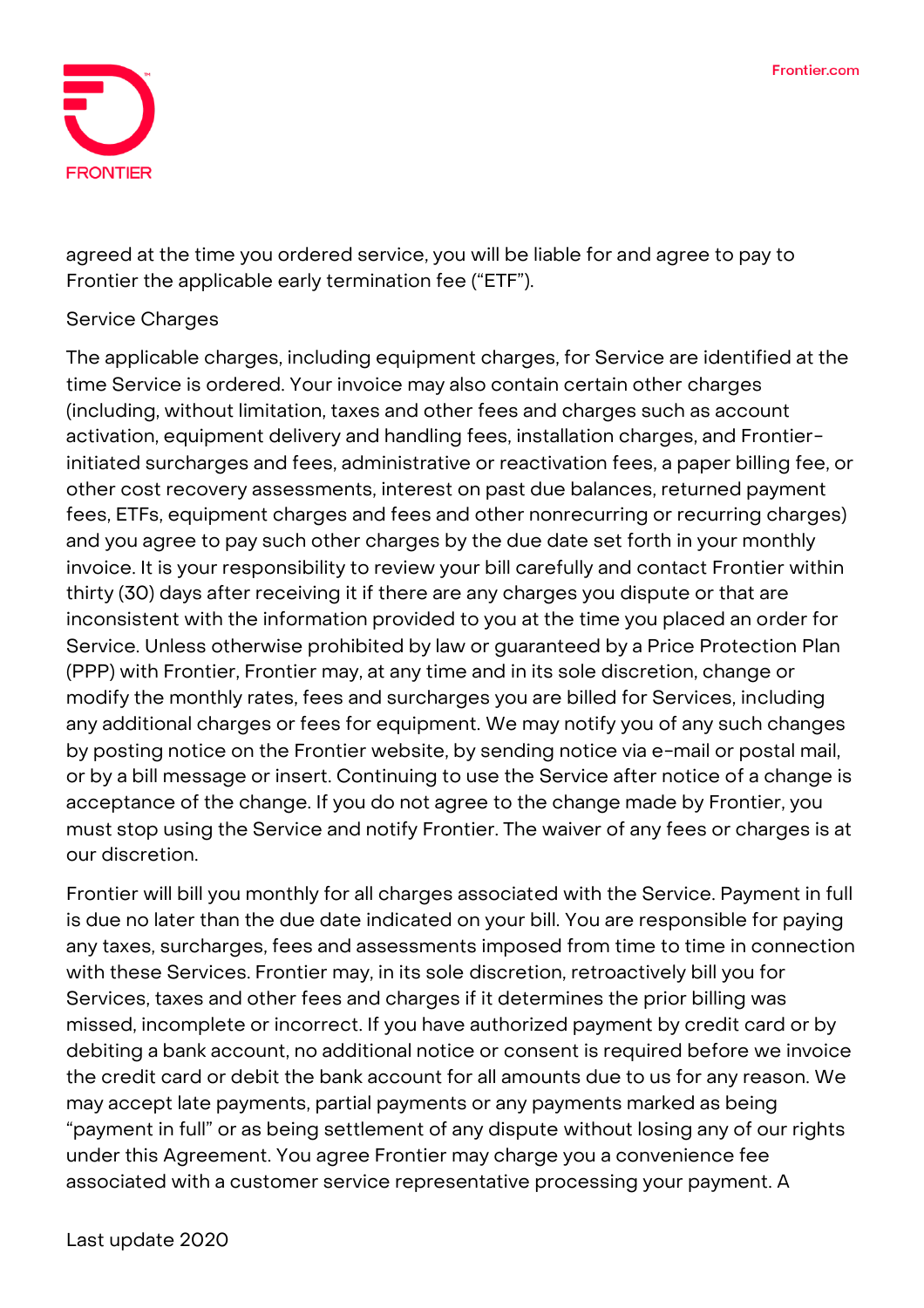agreed at the time you ordered service, you will be liable for and agree to pay to Frontier the applicable early termination fee ("ETF").

## Service Charges

The applicable charges, including equipment charges, for Service are identified at the time Service is ordered. Your invoice may also contain certain other charges (including, without limitation, taxes and other fees and charges such as account activation, equipment delivery and handling fees, installation charges, and Frontier-initiated surcharges and fees, administrative or reactivation fees, a paper billing fee, or other cost recovery assessments, interest on past due balances, returned payment fees, ETFs, equipment charges and fees and other nonrecurring or recurring charges) and you agree to pay such other charges by the due date set forth in your monthly invoice. It is your responsibility to review your bill carefully and contact Frontier within thirty (30) days after receiving it if there are any charges you dispute or that are inconsistent with the information provided to you at the time you placed an order for Service. Unless otherwise prohibited by law or guaranteed by a Price Protection Plan (PPP) with Frontier, Frontier may, at any time and in its sole discretion, change or modify the monthly rates, fees and surcharges you are billed for Services, including any additional charges or fees for equipment. We may notify you of any such changes by posting notice on the Frontier website, by sending notice via e-mail or postal mail, or by a bill message or insert. Continuing to use the Service after notice of a change is acceptance of the change. If you do not agree to the change made by Frontier, you must stop using the Service and notify Frontier. The waiver of any fees or charges is at our discretion.

Frontier will bill you monthly for all charges associated with the Service. Payment in full is due no later than the due date indicated on your bill. You are responsible for paying any taxes, surcharges, fees and assessments imposed from time to time in connection with these Services. Frontier may, in its sole discretion, retroactively bill you for Services, taxes and other fees and charges if it determines the prior billing was missed, incomplete or incorrect. If you have authorized payment by credit card or by debiting a bank account, no additional notice or consent is required before we invoice the credit card or debit the bank account for all amounts due to us for any reason. We may accept late payments, partial payments or any payments marked as being "payment in full" or as being settlement of any dispute without losing any of our rights under this Agreement. You agree Frontier may charge you a convenience fee associated with a customer service representative processing your payment. A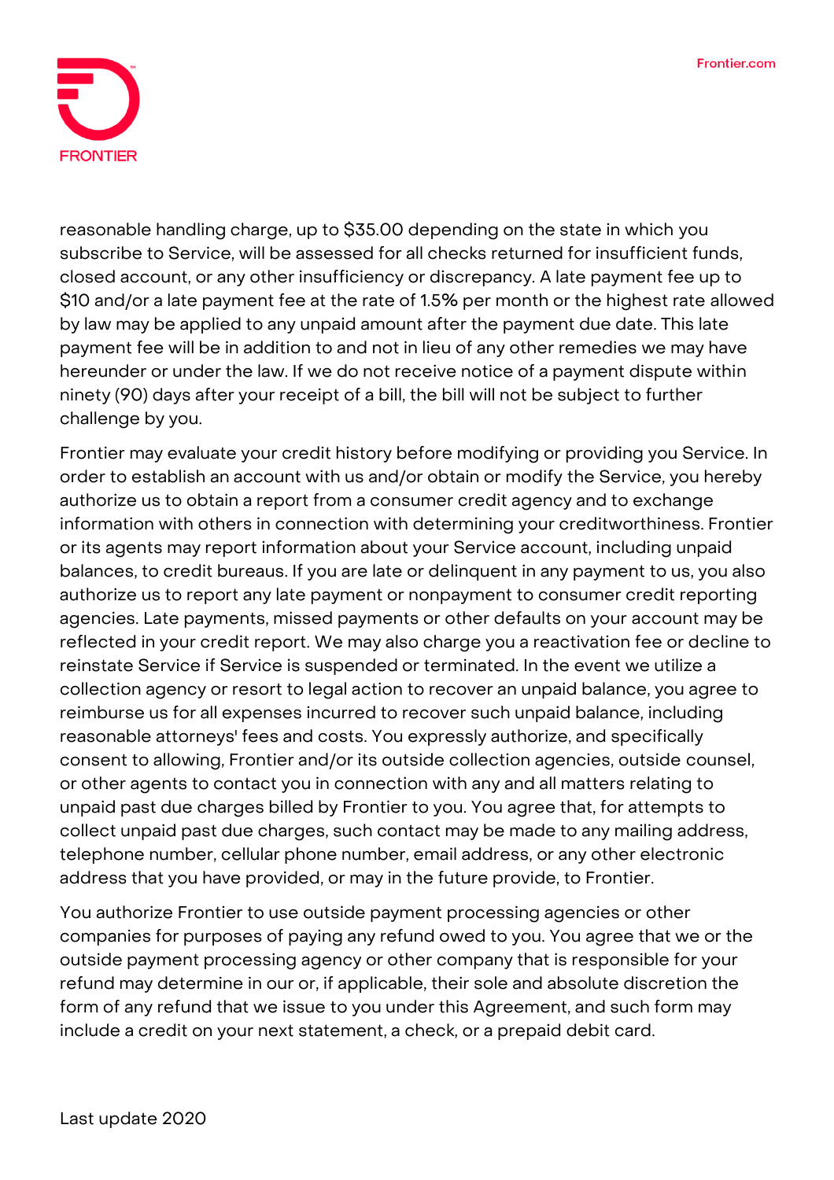reasonable handling charge, up to $35.00 depending on the state in which you subscribe to Service, will be assessed for all checks returned for insufficient funds, closed account, or any other insufficiency or discrepancy. A late payment fee up to $10 and/or a late payment fee at the rate of 1.5% per month or the highest rate allowed by law may be applied to any unpaid amount after the payment due date. This late payment fee will be in addition to and not in lieu of any other remedies we may have hereunder or under the law. If we do not receive notice of a payment dispute within ninety (90) days after your receipt of a bill, the bill will not be subject to further challenge by you.

Frontier may evaluate your credit history before modifying or providing you Service. In order to establish an account with us and/or obtain or modify the Service, you hereby authorize us to obtain a report from a consumer credit agency and to exchange information with others in connection with determining your creditworthiness. Frontier or its agents may report information about your Service account, including unpaid balances, to credit bureaus. If you are late or delinquent in any payment to us, you also authorize us to report any late payment or nonpayment to consumer credit reporting agencies. Late payments, missed payments or other defaults on your account may be reflected in your credit report. We may also charge you a reactivation fee or decline to reinstate Service if Service is suspended or terminated. In the event we utilize a collection agency or resort to legal action to recover an unpaid balance, you agree to reimburse us for all expenses incurred to recover such unpaid balance, including reasonable attorneys' fees and costs. You expressly authorize, and specifically consent to allowing, Frontier and/or its outside collection agencies, outside counsel, or other agents to contact you in connection with any and all matters relating to unpaid past due charges billed by Frontier to you. You agree that, for attempts to collect unpaid past due charges, such contact may be made to any mailing address, telephone number, cellular phone number, email address, or any other electronic address that you have provided, or may in the future provide, to Frontier.

You authorize Frontier to use outside payment processing agencies or other companies for purposes of paying any refund owed to you. You agree that we or the outside payment processing agency or other company that is responsible for your refund may determine in our or, if applicable, their sole and absolute discretion the form of any refund that we issue to you under this Agreement, and such form may include a credit on your next statement, a check, or a prepaid debit card.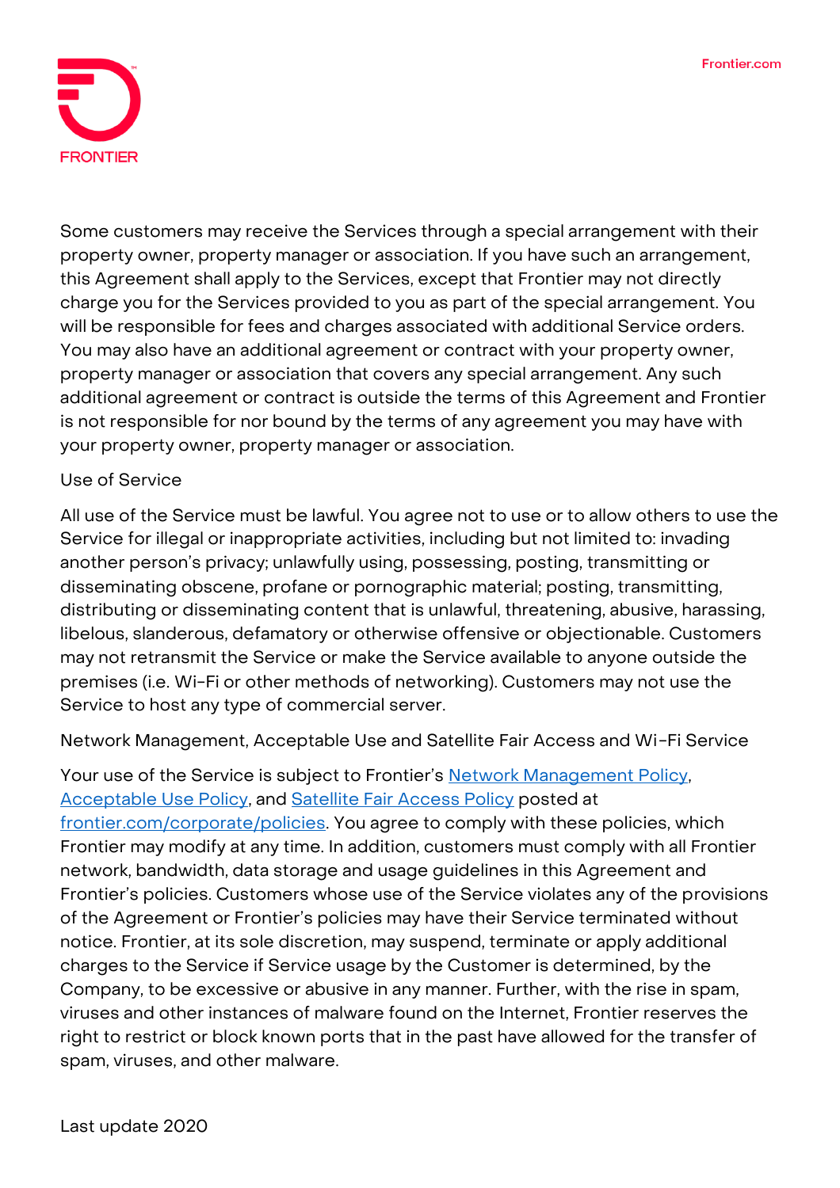Some customers may receive the Services through a special arrangement with their property owner, property manager or association. If you have such an arrangement, this Agreement shall apply to the Services, except that Frontier may not directly charge you for the Services provided to you as part of the special arrangement. You will be responsible for fees and charges associated with additional Service orders. You may also have an additional agreement or contract with your property owner, property manager or association that covers any special arrangement. Any such additional agreement or contract is outside the terms of this Agreement and Frontier is not responsible for nor bound by the terms of any agreement you may have with your property owner, property manager or association.

## Use of Service

All use of the Service must be lawful. You agree not to use or to allow others to use the Service for illegal or inappropriate activities, including but not limited to: invading another person's privacy; unlawfully using, possessing, posting, transmitting or disseminating obscene, profane or pornographic material; posting, transmitting, distributing or disseminating content that is unlawful, threatening, abusive, harassing, libelous, slanderous, defamatory or otherwise offensive or objectionable. Customers may not retransmit the Service or make the Service available to anyone outside the premises (i.e. Wi-Fi or other methods of networking). Customers may not use the Service to host any type of commercial server.

## Network Management, Acceptable Use and Satellite Fair Access and Wi-Fi Service

Your use of the Service is subject to Frontier's Network Management Policy, Acceptable Use Policy, and Satellite Fair Access Policy posted at frontier.com/corporate/policies. You agree to comply with these policies, which Frontier may modify at any time. In addition, customers must comply with all Frontier network, bandwidth, data storage and usage guidelines in this Agreement and Frontier's policies. Customers whose use of the Service violates any of the provisions of the Agreement or Frontier's policies may have their Service terminated without notice. Frontier, at its sole discretion, may suspend, terminate or apply additional charges to the Service if Service usage by the Customer is determined, by the Company, to be excessive or abusive in any manner. Further, with the rise in spam, viruses and other instances of malware found on the Internet, Frontier reserves the right to restrict or block known ports that in the past have allowed for the transfer of spam, viruses, and other malware.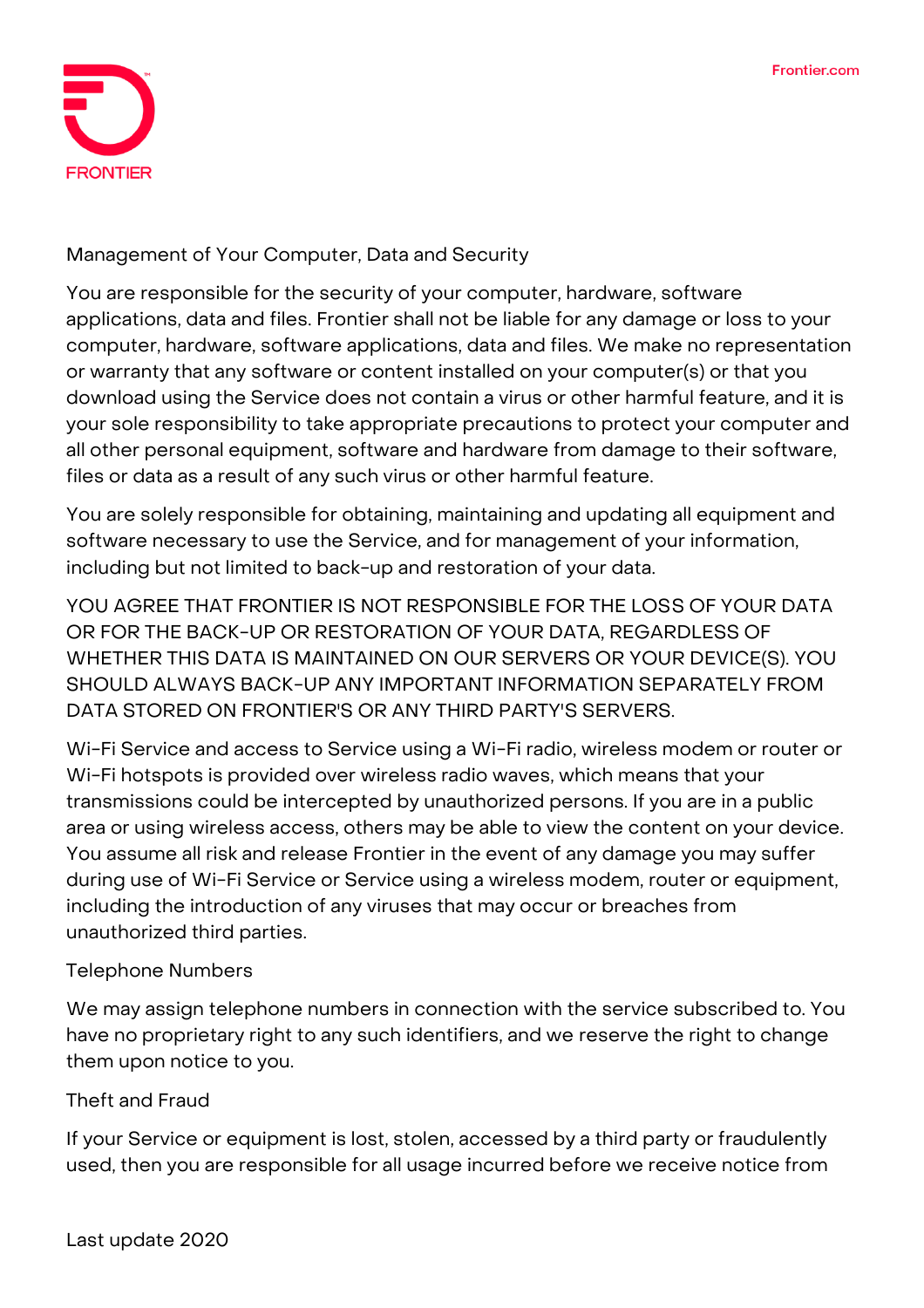## Management of Your Computer, Data and Security

You are responsible for the security of your computer, hardware, software applications, data and files. Frontier shall not be liable for any damage or loss to your computer, hardware, software applications, data and files. We make no representation or warranty that any software or content installed on your computer(s) or that you download using the Service does not contain a virus or other harmful feature, and it is your sole responsibility to take appropriate precautions to protect your computer and all other personal equipment, software and hardware from damage to their software, files or data as a result of any such virus or other harmful feature.

You are solely responsible for obtaining, maintaining and updating all equipment and software necessary to use the Service, and for management of your information, including but not limited to back-up and restoration of your data.

YOU AGREE THAT FRONTIER IS NOT RESPONSIBLE FOR THE LOSS OF YOUR DATA OR FOR THE BACK-UP OR RESTORATION OF YOUR DATA, REGARDLESS OF WHETHER THIS DATA IS MAINTAINED ON OUR SERVERS OR YOUR DEVICE(S). YOU SHOULD ALWAYS BACK-UP ANY IMPORTANT INFORMATION SEPARATELY FROM DATA STORED ON FRONTIER'S OR ANY THIRD PARTY'S SERVERS.

Wi-Fi Service and access to Service using a Wi-Fi radio, wireless modem or router or Wi-Fi hotspots is provided over wireless radio waves, which means that your transmissions could be intercepted by unauthorized persons. If you are in a public area or using wireless access, others may be able to view the content on your device. You assume all risk and release Frontier in the event of any damage you may suffer during use of Wi-Fi Service or Service using a wireless modem, router or equipment, including the introduction of any viruses that may occur or breaches from unauthorized third parties.

## Telephone Numbers

We may assign telephone numbers in connection with the service subscribed to. You have no proprietary right to any such identifiers, and we reserve the right to change them upon notice to you.

## Theft and Fraud

If your Service or equipment is lost, stolen, accessed by a third party or fraudulently used, then you are responsible for all usage incurred before we receive notice from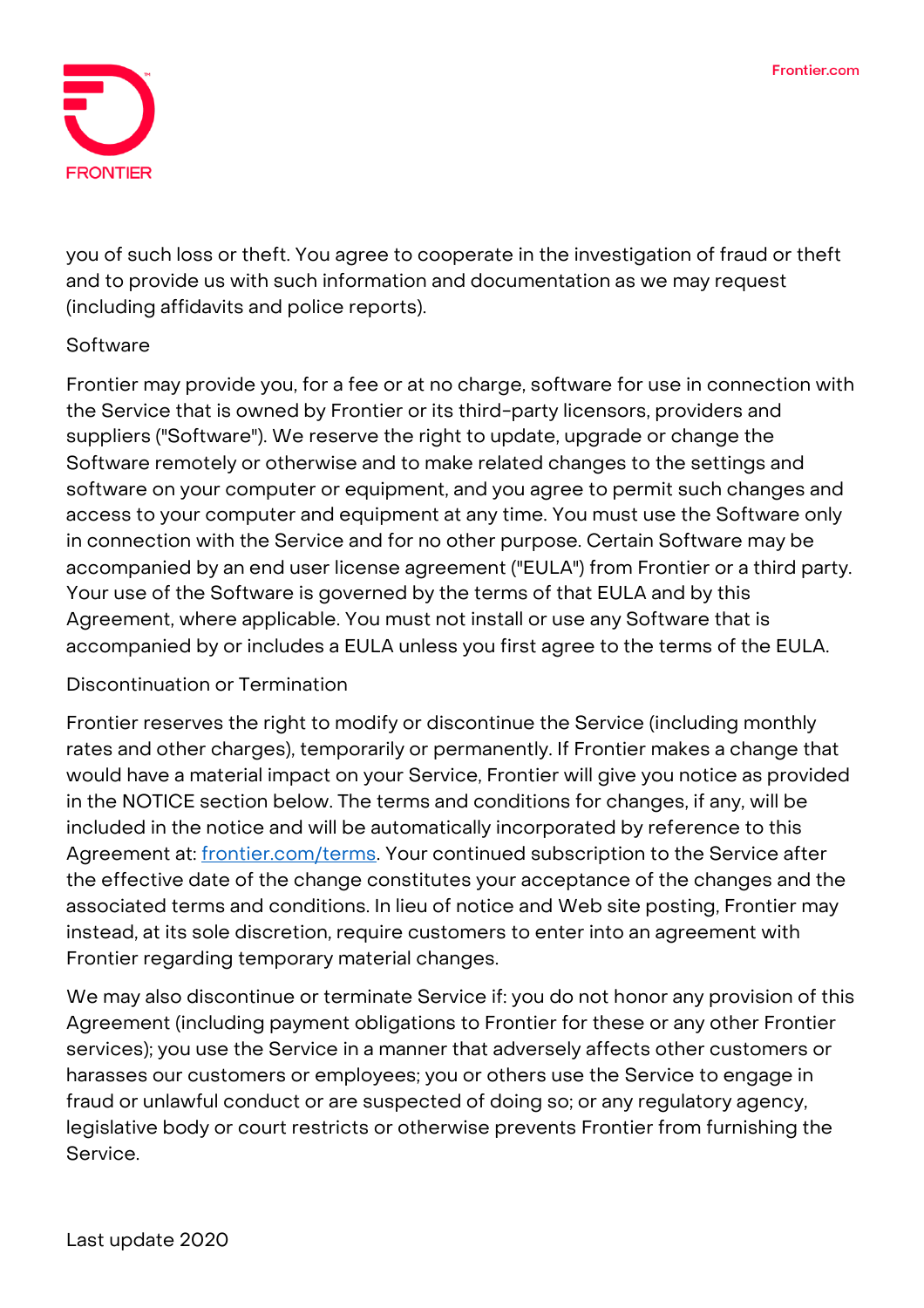you of such loss or theft. You agree to cooperate in the investigation of fraud or theft and to provide us with such information and documentation as we may request (including affidavits and police reports).

## Software

Frontier may provide you, for a fee or at no charge, software for use in connection with the Service that is owned by Frontier or its third-party licensors, providers and suppliers ("Software"). We reserve the right to update, upgrade or change the Software remotely or otherwise and to make related changes to the settings and software on your computer or equipment, and you agree to permit such changes and access to your computer and equipment at any time. You must use the Software only in connection with the Service and for no other purpose. Certain Software may be accompanied by an end user license agreement ("EULA") from Frontier or a third party. Your use of the Software is governed by the terms of that EULA and by this Agreement, where applicable. You must not install or use any Software that is accompanied by or includes a EULA unless you first agree to the terms of the EULA.

## Discontinuation or Termination

Frontier reserves the right to modify or discontinue the Service (including monthly rates and other charges), temporarily or permanently. If Frontier makes a change that would have a material impact on your Service, Frontier will give you notice as provided in the NOTICE section below. The terms and conditions for changes, if any, will be included in the notice and will be automatically incorporated by reference to this Agreement at: [frontier.com/terms](frontier.com/terms). Your continued subscription to the Service after the effective date of the change constitutes your acceptance of the changes and the associated terms and conditions. In lieu of notice and Web site posting, Frontier may instead, at its sole discretion, require customers to enter into an agreement with Frontier regarding temporary material changes.

We may also discontinue or terminate Service if: you do not honor any provision of this Agreement (including payment obligations to Frontier for these or any other Frontier services); you use the Service in a manner that adversely affects other customers or harasses our customers or employees; you or others use the Service to engage in fraud or unlawful conduct or are suspected of doing so; or any regulatory agency, legislative body or court restricts or otherwise prevents Frontier from furnishing the Service.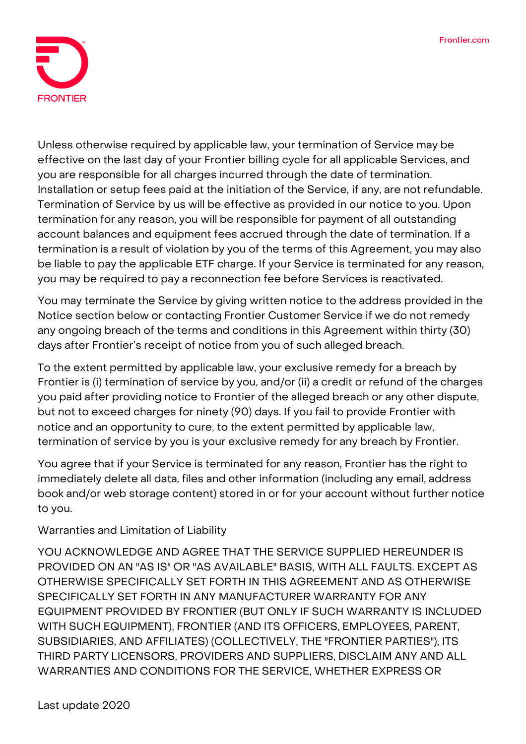Unless otherwise required by applicable law, your termination of Service may be effective on the last day of your Frontier billing cycle for all applicable Services, and you are responsible for all charges incurred through the date of termination. Installation or setup fees paid at the initiation of the Service, if any, are not refundable. Termination of Service by us will be effective as provided in our notice to you. Upon termination for any reason, you will be responsible for payment of all outstanding account balances and equipment fees accrued through the date of termination. If a termination is a result of violation by you of the terms of this Agreement, you may also be liable to pay the applicable ETF charge. If your Service is terminated for any reason, you may be required to pay a reconnection fee before Services is reactivated.

You may terminate the Service by giving written notice to the address provided in the Notice section below or contacting Frontier Customer Service if we do not remedy any ongoing breach of the terms and conditions in this Agreement within thirty (30) days after Frontier's receipt of notice from you of such alleged breach.

To the extent permitted by applicable law, your exclusive remedy for a breach by Frontier is (i) termination of service by you, and/or (ii) a credit or refund of the charges you paid after providing notice to Frontier of the alleged breach or any other dispute, but not to exceed charges for ninety (90) days. If you fail to provide Frontier with notice and an opportunity to cure, to the extent permitted by applicable law, termination of service by you is your exclusive remedy for any breach by Frontier.

You agree that if your Service is terminated for any reason, Frontier has the right to immediately delete all data, files and other information (including any email, address book and/or web storage content) stored in or for your account without further notice to you.

## Warranties and Limitation of Liability

YOU ACKNOWLEDGE AND AGREE THAT THE SERVICE SUPPLIED HEREUNDER IS PROVIDED ON AN "AS IS" OR "AS AVAILABLE" BASIS, WITH ALL FAULTS. EXCEPT AS OTHERWISE SPECIFICALLY SET FORTH IN THIS AGREEMENT AND AS OTHERWISE SPECIFICALLY SET FORTH IN ANY MANUFACTURER WARRANTY FOR ANY EQUIPMENT PROVIDED BY FRONTIER (BUT ONLY IF SUCH WARRANTY IS INCLUDED WITH SUCH EQUIPMENT), FRONTIER (AND ITS OFFICERS, EMPLOYEES, PARENT, SUBSIDIARIES, AND AFFILIATES) (COLLECTIVELY, THE "FRONTIER PARTIES"), ITS THIRD PARTY LICENSORS, PROVIDERS AND SUPPLIERS, DISCLAIM ANY AND ALL WARRANTIES AND CONDITIONS FOR THE SERVICE, WHETHER EXPRESS OR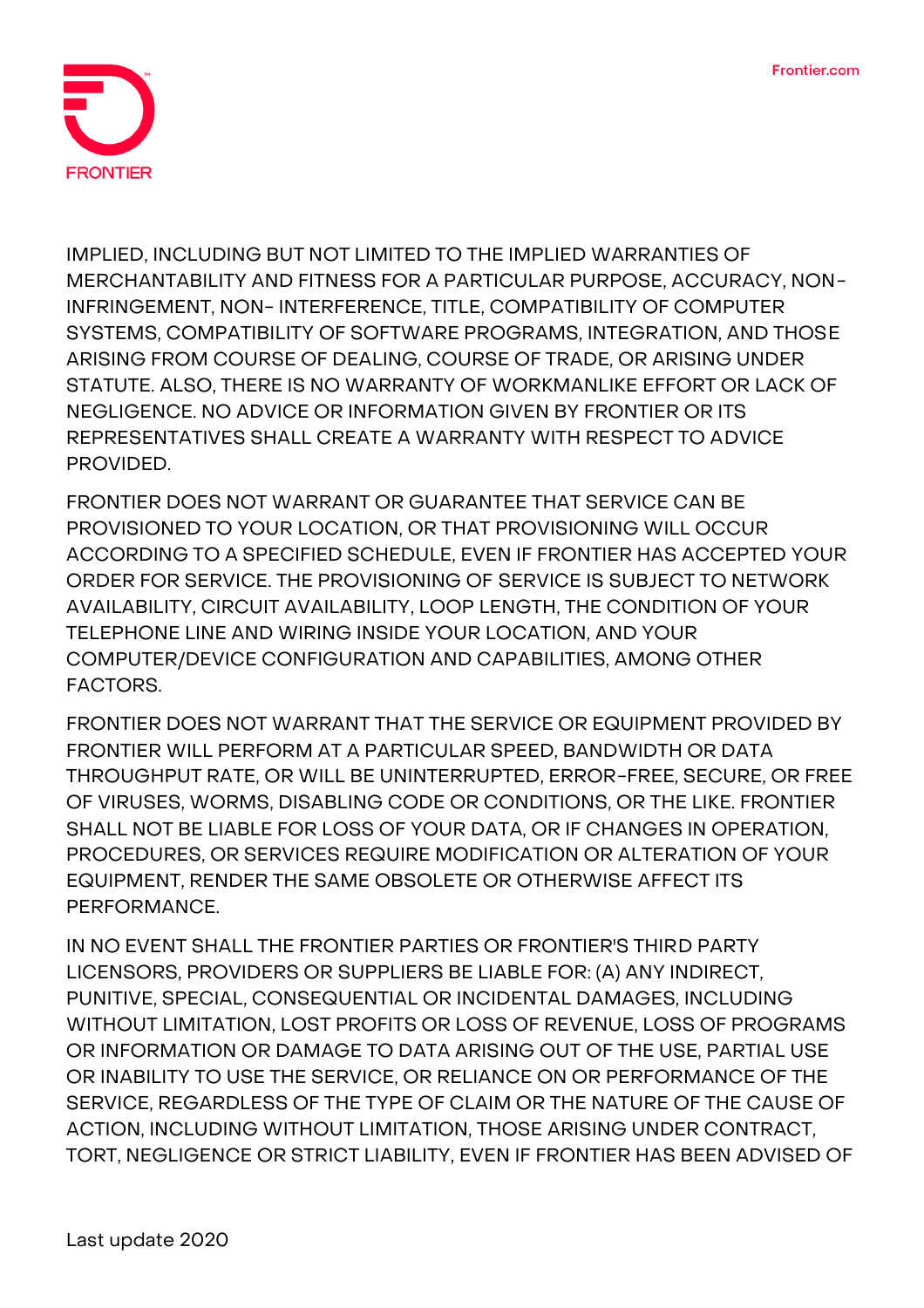IMPLIED, INCLUDING BUT NOT LIMITED TO THE IMPLIED WARRANTIES OF MERCHANTABILITY AND FITNESS FOR A PARTICULAR PURPOSE, ACCURACY, NON-INFRINGEMENT, NON- INTERFERENCE, TITLE, COMPATIBILITY OF COMPUTER SYSTEMS, COMPATIBILITY OF SOFTWARE PROGRAMS, INTEGRATION, AND THOSE ARISING FROM COURSE OF DEALING, COURSE OF TRADE, OR ARISING UNDER STATUTE. ALSO, THERE IS NO WARRANTY OF WORKMANLIKE EFFORT OR LACK OF NEGLIGENCE. NO ADVICE OR INFORMATION GIVEN BY FRONTIER OR ITS REPRESENTATIVES SHALL CREATE A WARRANTY WITH RESPECT TO ADVICE PROVIDED.

FRONTIER DOES NOT WARRANT OR GUARANTEE THAT SERVICE CAN BE PROVISIONED TO YOUR LOCATION, OR THAT PROVISIONING WILL OCCUR ACCORDING TO A SPECIFIED SCHEDULE, EVEN IF FRONTIER HAS ACCEPTED YOUR ORDER FOR SERVICE. THE PROVISIONING OF SERVICE IS SUBJECT TO NETWORK AVAILABILITY, CIRCUIT AVAILABILITY, LOOP LENGTH, THE CONDITION OF YOUR TELEPHONE LINE AND WIRING INSIDE YOUR LOCATION, AND YOUR COMPUTER/DEVICE CONFIGURATION AND CAPABILITIES, AMONG OTHER FACTORS.

FRONTIER DOES NOT WARRANT THAT THE SERVICE OR EQUIPMENT PROVIDED BY FRONTIER WILL PERFORM AT A PARTICULAR SPEED, BANDWIDTH OR DATA THROUGHPUT RATE, OR WILL BE UNINTERRUPTED, ERROR-FREE, SECURE, OR FREE OF VIRUSES, WORMS, DISABLING CODE OR CONDITIONS, OR THE LIKE. FRONTIER SHALL NOT BE LIABLE FOR LOSS OF YOUR DATA, OR IF CHANGES IN OPERATION, PROCEDURES, OR SERVICES REQUIRE MODIFICATION OR ALTERATION OF YOUR EQUIPMENT, RENDER THE SAME OBSOLETE OR OTHERWISE AFFECT ITS PERFORMANCE.

IN NO EVENT SHALL THE FRONTIER PARTIES OR FRONTIER'S THIRD PARTY LICENSORS, PROVIDERS OR SUPPLIERS BE LIABLE FOR: (A) ANY INDIRECT, PUNITIVE, SPECIAL, CONSEQUENTIAL OR INCIDENTAL DAMAGES, INCLUDING WITHOUT LIMITATION, LOST PROFITS OR LOSS OF REVENUE, LOSS OF PROGRAMS OR INFORMATION OR DAMAGE TO DATA ARISING OUT OF THE USE, PARTIAL USE OR INABILITY TO USE THE SERVICE, OR RELIANCE ON OR PERFORMANCE OF THE SERVICE, REGARDLESS OF THE TYPE OF CLAIM OR THE NATURE OF THE CAUSE OF ACTION, INCLUDING WITHOUT LIMITATION, THOSE ARISING UNDER CONTRACT, TORT, NEGLIGENCE OR STRICT LIABILITY, EVEN IF FRONTIER HAS BEEN ADVISED OF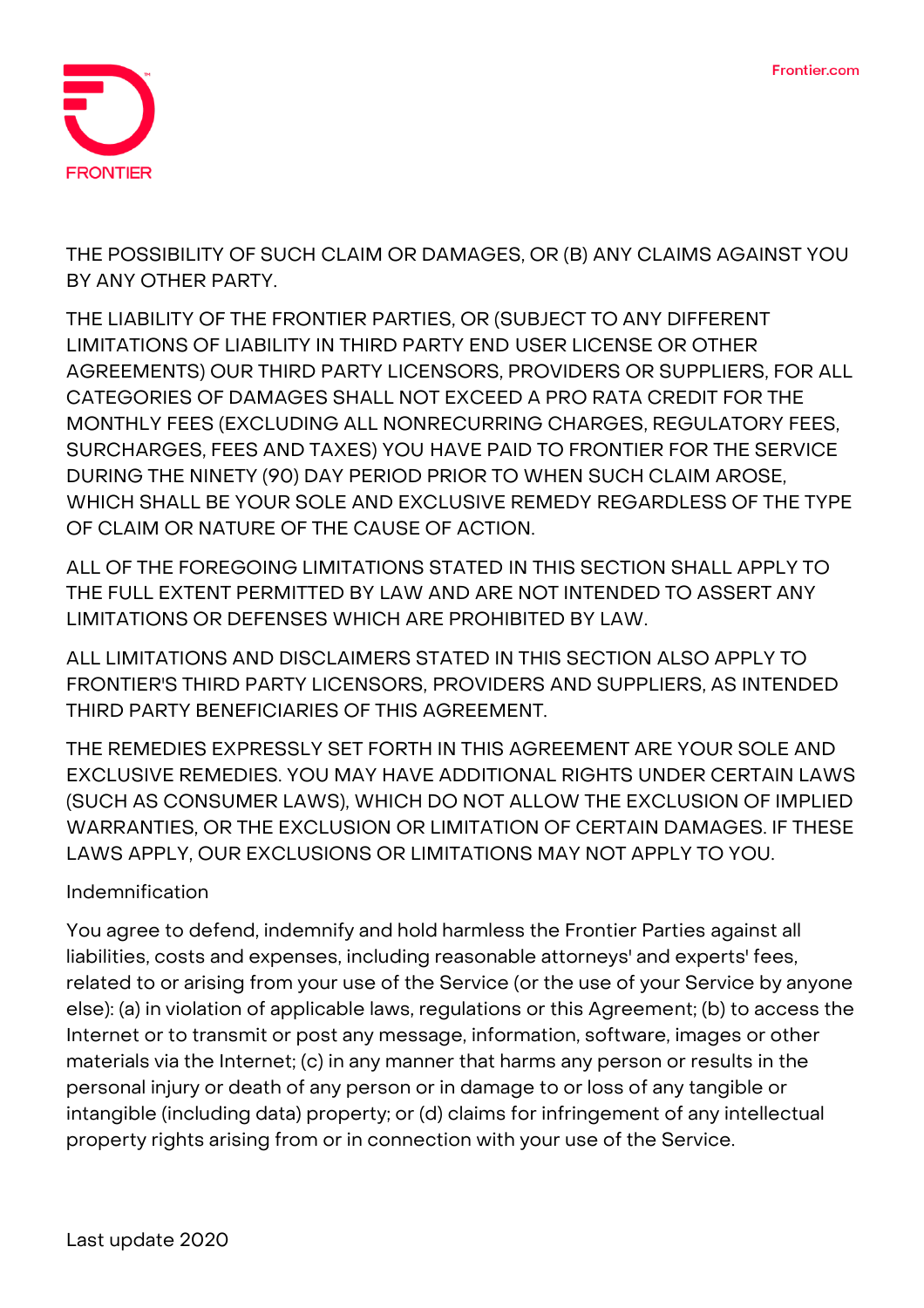THE POSSIBILITY OF SUCH CLAIM OR DAMAGES, OR (B) ANY CLAIMS AGAINST YOU BY ANY OTHER PARTY.

THE LIABILITY OF THE FRONTIER PARTIES, OR (SUBJECT TO ANY DIFFERENT LIMITATIONS OF LIABILITY IN THIRD PARTY END USER LICENSE OR OTHER AGREEMENTS) OUR THIRD PARTY LICENSORS, PROVIDERS OR SUPPLIERS, FOR ALL CATEGORIES OF DAMAGES SHALL NOT EXCEED A PRO RATA CREDIT FOR THE MONTHLY FEES (EXCLUDING ALL NONRECURRING CHARGES, REGULATORY FEES, SURCHARGES, FEES AND TAXES) YOU HAVE PAID TO FRONTIER FOR THE SERVICE DURING THE NINETY (90) DAY PERIOD PRIOR TO WHEN SUCH CLAIM AROSE, WHICH SHALL BE YOUR SOLE AND EXCLUSIVE REMEDY REGARDLESS OF THE TYPE OF CLAIM OR NATURE OF THE CAUSE OF ACTION.

ALL OF THE FOREGOING LIMITATIONS STATED IN THIS SECTION SHALL APPLY TO THE FULL EXTENT PERMITTED BY LAW AND ARE NOT INTENDED TO ASSERT ANY LIMITATIONS OR DEFENSES WHICH ARE PROHIBITED BY LAW.

ALL LIMITATIONS AND DISCLAIMERS STATED IN THIS SECTION ALSO APPLY TO FRONTIER'S THIRD PARTY LICENSORS, PROVIDERS AND SUPPLIERS, AS INTENDED THIRD PARTY BENEFICIARIES OF THIS AGREEMENT.

THE REMEDIES EXPRESSLY SET FORTH IN THIS AGREEMENT ARE YOUR SOLE AND EXCLUSIVE REMEDIES. YOU MAY HAVE ADDITIONAL RIGHTS UNDER CERTAIN LAWS (SUCH AS CONSUMER LAWS), WHICH DO NOT ALLOW THE EXCLUSION OF IMPLIED WARRANTIES, OR THE EXCLUSION OR LIMITATION OF CERTAIN DAMAGES. IF THESE LAWS APPLY, OUR EXCLUSIONS OR LIMITATIONS MAY NOT APPLY TO YOU.

## Indemnification

You agree to defend, indemnify and hold harmless the Frontier Parties against all liabilities, costs and expenses, including reasonable attorneys' and experts' fees, related to or arising from your use of the Service (or the use of your Service by anyone else): (a) in violation of applicable laws, regulations or this Agreement; (b) to access the Internet or to transmit or post any message, information, software, images or other materials via the Internet; (c) in any manner that harms any person or results in the personal injury or death of any person or in damage to or loss of any tangible or intangible (including data) property; or (d) claims for infringement of any intellectual property rights arising from or in connection with your use of the Service.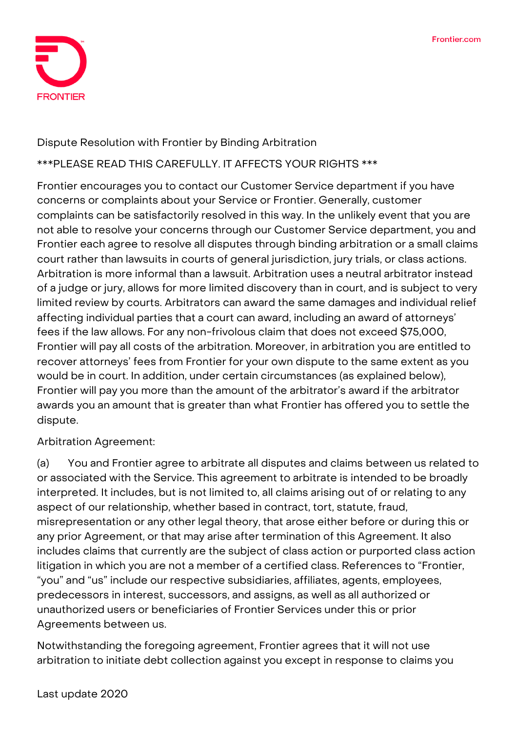Dispute Resolution with Frontier by Binding Arbitration

***PLEASE READ THIS CAREFULLY. IT AFFECTS YOUR RIGHTS ***

Frontier encourages you to contact our Customer Service department if you have concerns or complaints about your Service or Frontier. Generally, customer complaints can be satisfactorily resolved in this way. In the unlikely event that you are not able to resolve your concerns through our Customer Service department, you and Frontier each agree to resolve all disputes through binding arbitration or a small claims court rather than lawsuits in courts of general jurisdiction, jury trials, or class actions. Arbitration is more informal than a lawsuit. Arbitration uses a neutral arbitrator instead of a judge or jury, allows for more limited discovery than in court, and is subject to very limited review by courts. Arbitrators can award the same damages and individual relief affecting individual parties that a court can award, including an award of attorneys' fees if the law allows. For any non-frivolous claim that does not exceed $75,000, Frontier will pay all costs of the arbitration. Moreover, in arbitration you are entitled to recover attorneys' fees from Frontier for your own dispute to the same extent as you would be in court. In addition, under certain circumstances (as explained below), Frontier will pay you more than the amount of the arbitrator's award if the arbitrator awards you an amount that is greater than what Frontier has offered you to settle the dispute.

Arbitration Agreement:

(a) You and Frontier agree to arbitrate all disputes and claims between us related to or associated with the Service. This agreement to arbitrate is intended to be broadly interpreted. It includes, but is not limited to, all claims arising out of or relating to any aspect of our relationship, whether based in contract, tort, statute, fraud, misrepresentation or any other legal theory, that arose either before or during this or any prior Agreement, or that may arise after termination of this Agreement. It also includes claims that currently are the subject of class action or purported class action litigation in which you are not a member of a certified class. References to "Frontier, "you" and "us" include our respective subsidiaries, affiliates, agents, employees, predecessors in interest, successors, and assigns, as well as all authorized or unauthorized users or beneficiaries of Frontier Services under this or prior Agreements between us.

Notwithstanding the foregoing agreement, Frontier agrees that it will not use arbitration to initiate debt collection against you except in response to claims you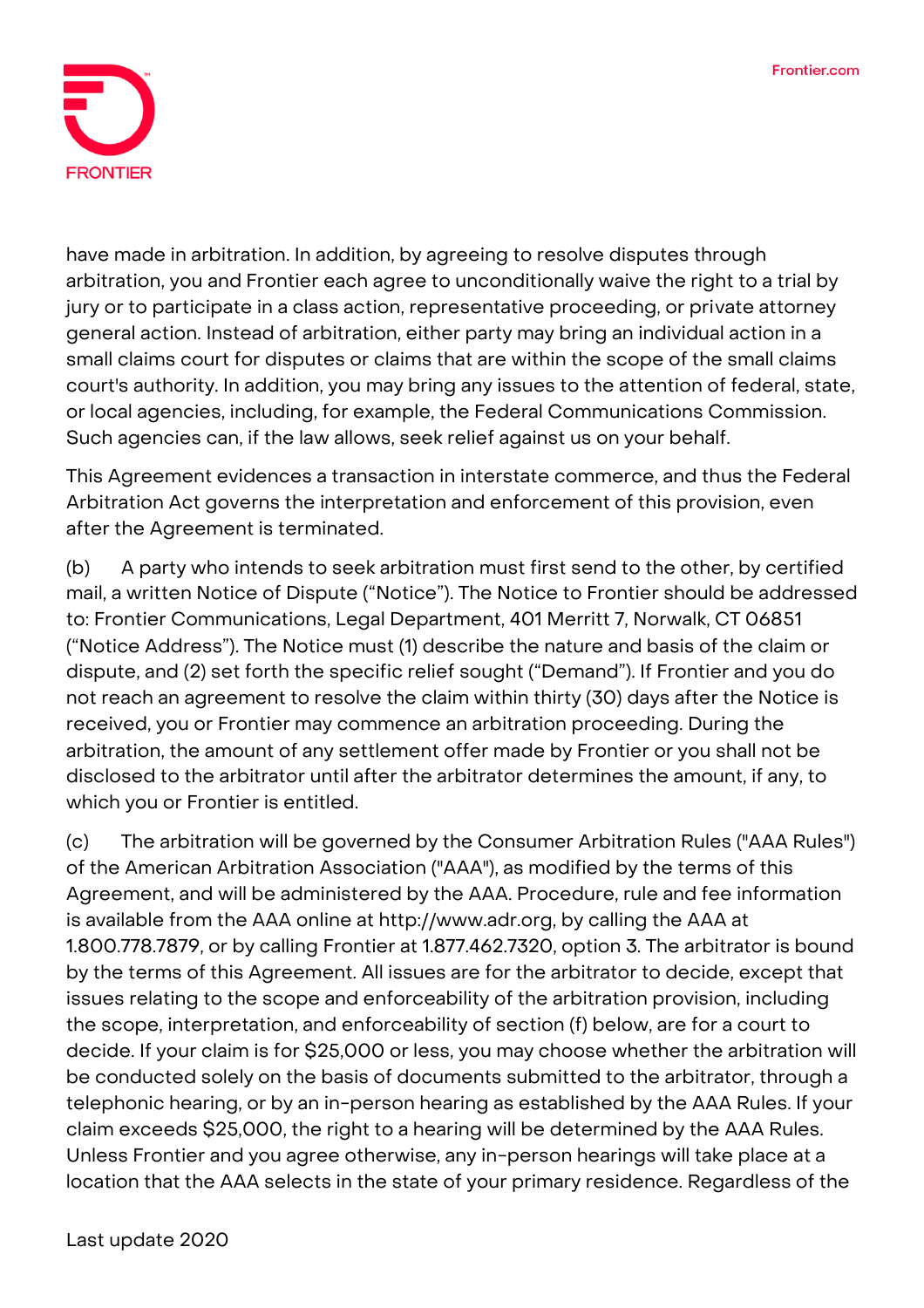have made in arbitration. In addition, by agreeing to resolve disputes through arbitration, you and Frontier each agree to unconditionally waive the right to a trial by jury or to participate in a class action, representative proceeding, or private attorney general action. Instead of arbitration, either party may bring an individual action in a small claims court for disputes or claims that are within the scope of the small claims court's authority. In addition, you may bring any issues to the attention of federal, state, or local agencies, including, for example, the Federal Communications Commission. Such agencies can, if the law allows, seek relief against us on your behalf.

This Agreement evidences a transaction in interstate commerce, and thus the Federal Arbitration Act governs the interpretation and enforcement of this provision, even after the Agreement is terminated.

(b) A party who intends to seek arbitration must first send to the other, by certified mail, a written Notice of Dispute (“Notice”). The Notice to Frontier should be addressed to: Frontier Communications, Legal Department, 401 Merritt 7, Norwalk, CT 06851 (“Notice Address”). The Notice must (1) describe the nature and basis of the claim or dispute, and (2) set forth the specific relief sought (“Demand”). If Frontier and you do not reach an agreement to resolve the claim within thirty (30) days after the Notice is received, you or Frontier may commence an arbitration proceeding. During the arbitration, the amount of any settlement offer made by Frontier or you shall not be disclosed to the arbitrator until after the arbitrator determines the amount, if any, to which you or Frontier is entitled.

(c) The arbitration will be governed by the Consumer Arbitration Rules ("AAA Rules") of the American Arbitration Association ("AAA"), as modified by the terms of this Agreement, and will be administered by the AAA. Procedure, rule and fee information is available from the AAA online at http://www.adr.org, by calling the AAA at 1.800.778.7879, or by calling Frontier at 1.877.462.7320, option 3. The arbitrator is bound by the terms of this Agreement. All issues are for the arbitrator to decide, except that issues relating to the scope and enforceability of the arbitration provision, including the scope, interpretation, and enforceability of section (f) below, are for a court to decide. If your claim is for $25,000 or less, you may choose whether the arbitration will be conducted solely on the basis of documents submitted to the arbitrator, through a telephonic hearing, or by an in-person hearing as established by the AAA Rules. If your claim exceeds $25,000, the right to a hearing will be determined by the AAA Rules. Unless Frontier and you agree otherwise, any in-person hearings will take place at a location that the AAA selects in the state of your primary residence. Regardless of the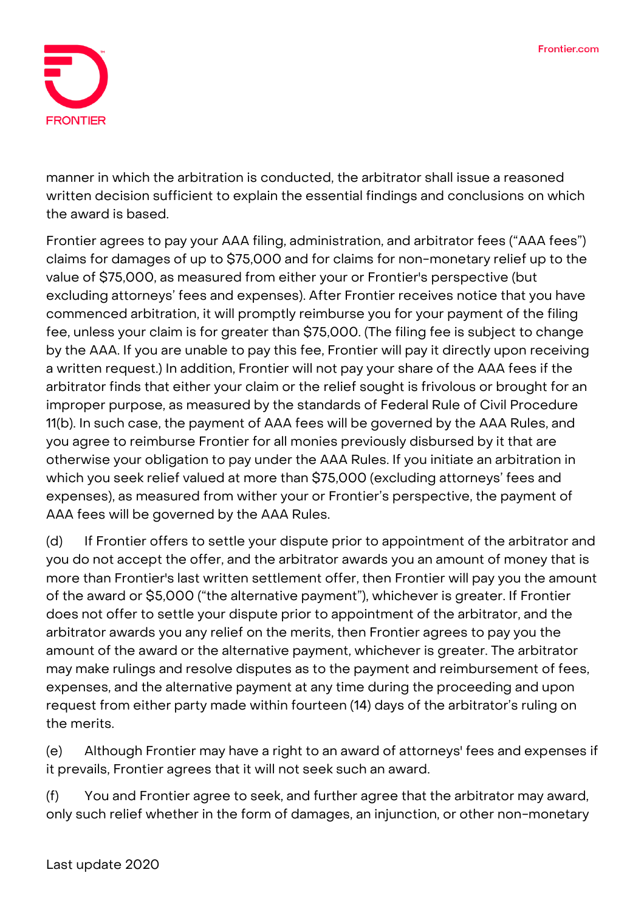manner in which the arbitration is conducted, the arbitrator shall issue a reasoned written decision sufficient to explain the essential findings and conclusions on which the award is based.

Frontier agrees to pay your AAA filing, administration, and arbitrator fees ("AAA fees") claims for damages of up to $75,000 and for claims for non-monetary relief up to the value of $75,000, as measured from either your or Frontier's perspective (but excluding attorneys' fees and expenses). After Frontier receives notice that you have commenced arbitration, it will promptly reimburse you for your payment of the filing fee, unless your claim is for greater than $75,000. (The filing fee is subject to change by the AAA. If you are unable to pay this fee, Frontier will pay it directly upon receiving a written request.) In addition, Frontier will not pay your share of the AAA fees if the arbitrator finds that either your claim or the relief sought is frivolous or brought for an improper purpose, as measured by the standards of Federal Rule of Civil Procedure 11(b). In such case, the payment of AAA fees will be governed by the AAA Rules, and you agree to reimburse Frontier for all monies previously disbursed by it that are otherwise your obligation to pay under the AAA Rules. If you initiate an arbitration in which you seek relief valued at more than $75,000 (excluding attorneys' fees and expenses), as measured from wither your or Frontier's perspective, the payment of AAA fees will be governed by the AAA Rules.

(d) If Frontier offers to settle your dispute prior to appointment of the arbitrator and you do not accept the offer, and the arbitrator awards you an amount of money that is more than Frontier's last written settlement offer, then Frontier will pay you the amount of the award or $5,000 ("the alternative payment"), whichever is greater. If Frontier does not offer to settle your dispute prior to appointment of the arbitrator, and the arbitrator awards you any relief on the merits, then Frontier agrees to pay you the amount of the award or the alternative payment, whichever is greater. The arbitrator may make rulings and resolve disputes as to the payment and reimbursement of fees, expenses, and the alternative payment at any time during the proceeding and upon request from either party made within fourteen (14) days of the arbitrator's ruling on the merits.

(e) Although Frontier may have a right to an award of attorneys' fees and expenses if it prevails, Frontier agrees that it will not seek such an award.

(f) You and Frontier agree to seek, and further agree that the arbitrator may award, only such relief whether in the form of damages, an injunction, or other non-monetary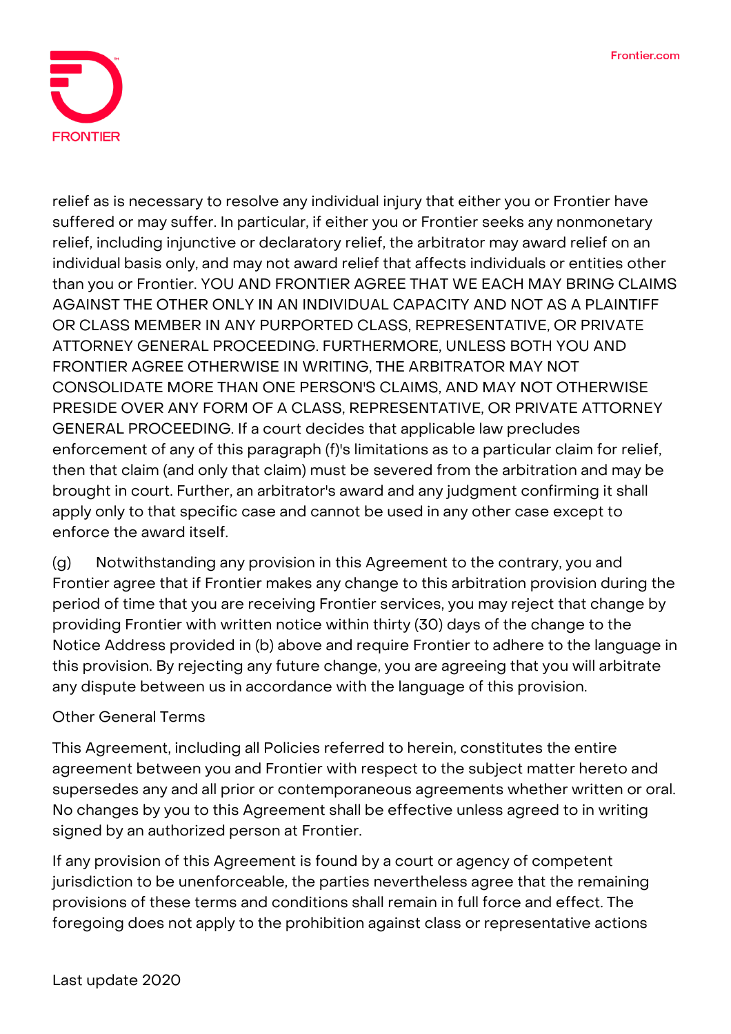relief as is necessary to resolve any individual injury that either you or Frontier have suffered or may suffer. In particular, if either you or Frontier seeks any nonmonetary relief, including injunctive or declaratory relief, the arbitrator may award relief on an individual basis only, and may not award relief that affects individuals or entities other than you or Frontier. YOU AND FRONTIER AGREE THAT WE EACH MAY BRING CLAIMS AGAINST THE OTHER ONLY IN AN INDIVIDUAL CAPACITY AND NOT AS A PLAINTIFF OR CLASS MEMBER IN ANY PURPORTED CLASS, REPRESENTATIVE, OR PRIVATE ATTORNEY GENERAL PROCEEDING. FURTHERMORE, UNLESS BOTH YOU AND FRONTIER AGREE OTHERWISE IN WRITING, THE ARBITRATOR MAY NOT CONSOLIDATE MORE THAN ONE PERSON'S CLAIMS, AND MAY NOT OTHERWISE PRESIDE OVER ANY FORM OF A CLASS, REPRESENTATIVE, OR PRIVATE ATTORNEY GENERAL PROCEEDING. If a court decides that applicable law precludes enforcement of any of this paragraph (f)'s limitations as to a particular claim for relief, then that claim (and only that claim) must be severed from the arbitration and may be brought in court. Further, an arbitrator's award and any judgment confirming it shall apply only to that specific case and cannot be used in any other case except to enforce the award itself.

(g) Notwithstanding any provision in this Agreement to the contrary, you and Frontier agree that if Frontier makes any change to this arbitration provision during the period of time that you are receiving Frontier services, you may reject that change by providing Frontier with written notice within thirty (30) days of the change to the Notice Address provided in (b) above and require Frontier to adhere to the language in this provision. By rejecting any future change, you are agreeing that you will arbitrate any dispute between us in accordance with the language of this provision.

Other General Terms

This Agreement, including all Policies referred to herein, constitutes the entire agreement between you and Frontier with respect to the subject matter hereto and supersedes any and all prior or contemporaneous agreements whether written or oral. No changes by you to this Agreement shall be effective unless agreed to in writing signed by an authorized person at Frontier.

If any provision of this Agreement is found by a court or agency of competent jurisdiction to be unenforceable, the parties nevertheless agree that the remaining provisions of these terms and conditions shall remain in full force and effect. The foregoing does not apply to the prohibition against class or representative actions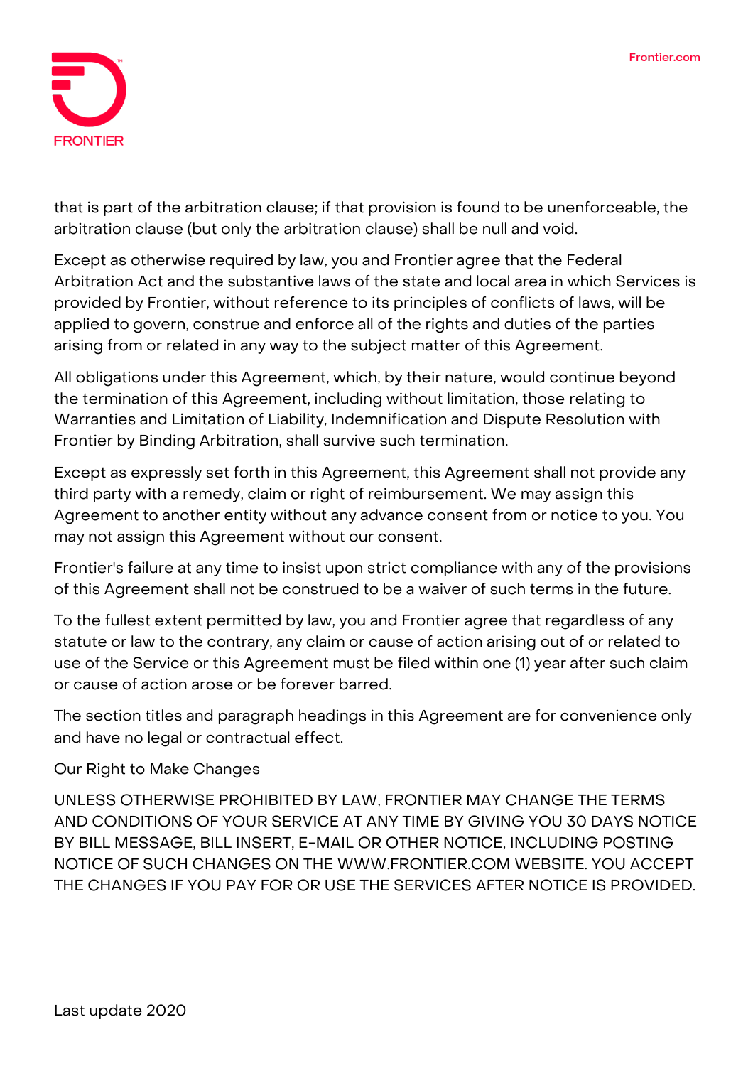that is part of the arbitration clause; if that provision is found to be unenforceable, the arbitration clause (but only the arbitration clause) shall be null and void.

Except as otherwise required by law, you and Frontier agree that the Federal Arbitration Act and the substantive laws of the state and local area in which Services is provided by Frontier, without reference to its principles of conflicts of laws, will be applied to govern, construe and enforce all of the rights and duties of the parties arising from or related in any way to the subject matter of this Agreement.

All obligations under this Agreement, which, by their nature, would continue beyond the termination of this Agreement, including without limitation, those relating to Warranties and Limitation of Liability, Indemnification and Dispute Resolution with Frontier by Binding Arbitration, shall survive such termination.

Except as expressly set forth in this Agreement, this Agreement shall not provide any third party with a remedy, claim or right of reimbursement. We may assign this Agreement to another entity without any advance consent from or notice to you. You may not assign this Agreement without our consent.

Frontier's failure at any time to insist upon strict compliance with any of the provisions of this Agreement shall not be construed to be a waiver of such terms in the future.

To the fullest extent permitted by law, you and Frontier agree that regardless of any statute or law to the contrary, any claim or cause of action arising out of or related to use of the Service or this Agreement must be filed within one (1) year after such claim or cause of action arose or be forever barred.

The section titles and paragraph headings in this Agreement are for convenience only and have no legal or contractual effect.

Our Right to Make Changes

UNLESS OTHERWISE PROHIBITED BY LAW, FRONTIER MAY CHANGE THE TERMS AND CONDITIONS OF YOUR SERVICE AT ANY TIME BY GIVING YOU 30 DAYS NOTICE BY BILL MESSAGE, BILL INSERT, E-MAIL OR OTHER NOTICE, INCLUDING POSTING NOTICE OF SUCH CHANGES ON THE WWW.FRONTIER.COM WEBSITE. YOU ACCEPT THE CHANGES IF YOU PAY FOR OR USE THE SERVICES AFTER NOTICE IS PROVIDED.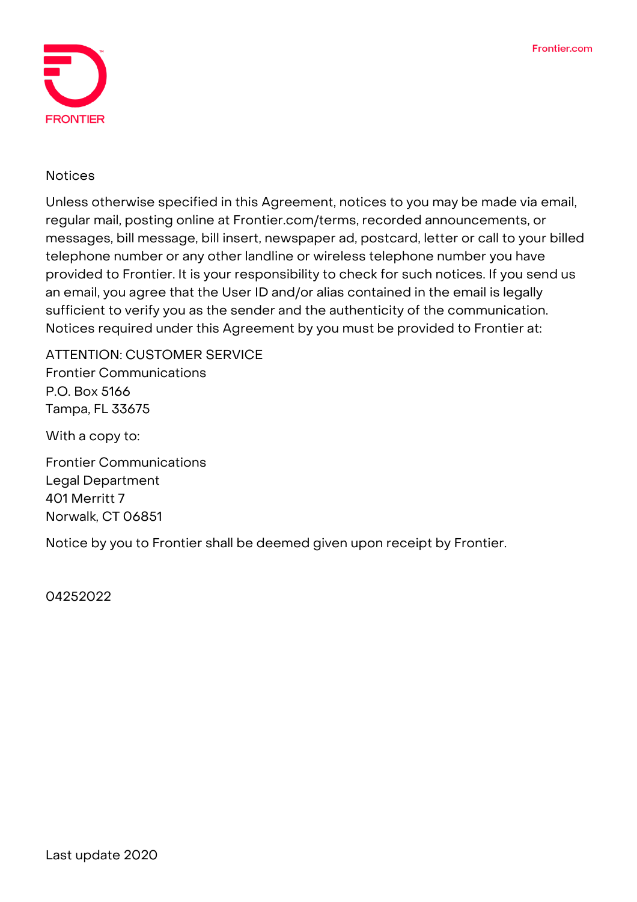## Notices

Unless otherwise specified in this Agreement, notices to you may be made via email, regular mail, posting online at Frontier.com/terms, recorded announcements, or messages, bill message, bill insert, newspaper ad, postcard, letter or call to your billed telephone number or any other landline or wireless telephone number you have provided to Frontier. It is your responsibility to check for such notices. If you send us an email, you agree that the User ID and/or alias contained in the email is legally sufficient to verify you as the sender and the authenticity of the communication. Notices required under this Agreement by you must be provided to Frontier at:

ATTENTION: CUSTOMER SERVICE
Frontier Communications
P.O. Box 5166
Tampa, FL 33675

With a copy to:

Frontier Communications
Legal Department
401 Merritt 7
Norwalk, CT 06851

Notice by you to Frontier shall be deemed given upon receipt by Frontier.

04252022

Last update 2020